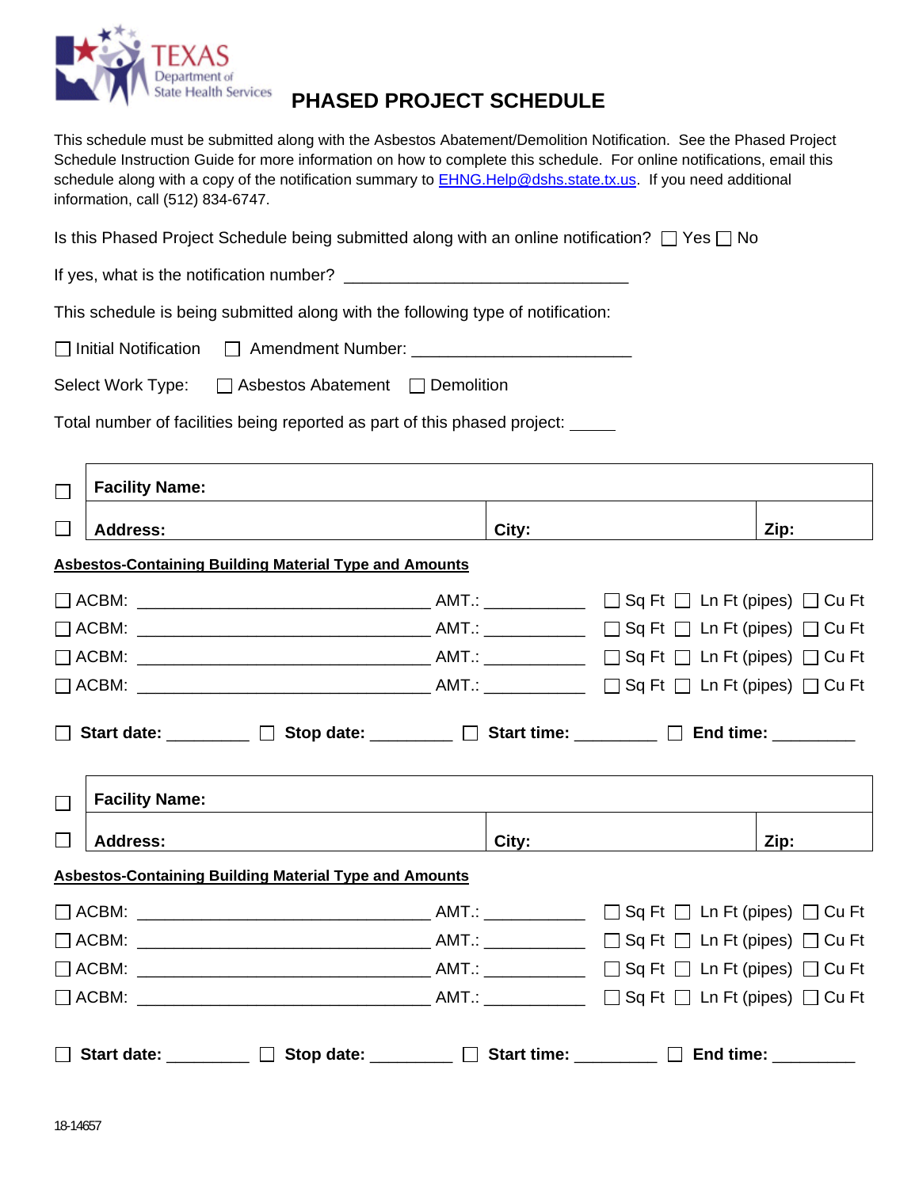TEXAS
Department of
State Health Services

# PHASED PROJECT SCHEDULE

This schedule must be submitted along with the Asbestos Abatement/Demolition Notification. See the Phased Project Schedule Instruction Guide for more information on how to complete this schedule. For online notifications, email this schedule along with a copy of the notification summary to EHNG.Help@dshs.state.tx.us. If you need additional information, call (512) 834-6747.

Is this Phased Project Schedule being submitted along with an online notification? ☐ Yes ☐ No

If yes, what is the notification number? ______________________________

This schedule is being submitted along with the following type of notification:

☐ Initial Notification ☐ Amendment Number: _______________________

Select Work Type: ☐ Asbestos Abatement ☐ Demolition

Total number of facilities being reported as part of this phased project: _____

| ☐ | **Facility Name:** | | |
|---|---|---|---|
| ☐ | **Address:** | **City:** | **Zip:** |

**Asbestos-Containing Building Material Type and Amounts**

☐ ACBM: ______________________________ AMT.: __________ ☐ Sq Ft ☐ Ln Ft (pipes) ☐ Cu Ft

☐ ACBM: ______________________________ AMT.: __________ ☐ Sq Ft ☐ Ln Ft (pipes) ☐ Cu Ft

☐ ACBM: ______________________________ AMT.: __________ ☐ Sq Ft ☐ Ln Ft (pipes) ☐ Cu Ft

☐ ACBM: ______________________________ AMT.: __________ ☐ Sq Ft ☐ Ln Ft (pipes) ☐ Cu Ft

☐ **Start date:** _________ ☐ **Stop date:** _________ ☐ **Start time:** _________ ☐ **End time:** _________

| ☐ | **Facility Name:** | | |
|---|---|---|---|
| ☐ | **Address:** | **City:** | **Zip:** |

**Asbestos-Containing Building Material Type and Amounts**

☐ ACBM: ______________________________ AMT.: __________ ☐ Sq Ft ☐ Ln Ft (pipes) ☐ Cu Ft

☐ ACBM: ______________________________ AMT.: __________ ☐ Sq Ft ☐ Ln Ft (pipes) ☐ Cu Ft

☐ ACBM: ______________________________ AMT.: __________ ☐ Sq Ft ☐ Ln Ft (pipes) ☐ Cu Ft

☐ ACBM: ______________________________ AMT.: __________ ☐ Sq Ft ☐ Ln Ft (pipes) ☐ Cu Ft

☐ **Start date:** _________ ☐ **Stop date:** _________ ☐ **Start time:** _________ ☐ **End time:** _________

18-14657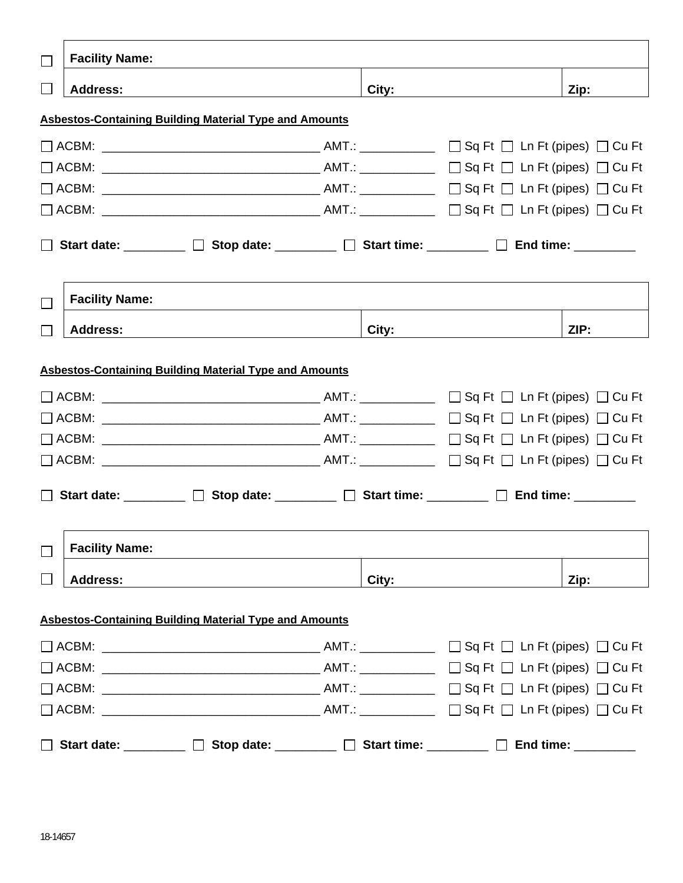| | |
|---|---|
| ☐ | **Facility Name:** |
| ☐ | **Address:** \| **City:** \| **Zip:** |

**Asbestos-Containing Building Material Type and Amounts**

☐ ACBM: ________________________________ AMT.: ___________ ☐ Sq Ft ☐ Ln Ft (pipes) ☐ Cu Ft

☐ ACBM: ________________________________ AMT.: ___________ ☐ Sq Ft ☐ Ln Ft (pipes) ☐ Cu Ft

☐ ACBM: ________________________________ AMT.: ___________ ☐ Sq Ft ☐ Ln Ft (pipes) ☐ Cu Ft

☐ ACBM: ________________________________ AMT.: ___________ ☐ Sq Ft ☐ Ln Ft (pipes) ☐ Cu Ft

☐ **Start date:** _________ ☐ **Stop date:** _________ ☐ **Start time:** _________ ☐ **End time:** _________

| | |
|---|---|
| ☐ | **Facility Name:** |
| ☐ | **Address:** \| **City:** \| **ZIP:** |

**Asbestos-Containing Building Material Type and Amounts**

☐ ACBM: ________________________________ AMT.: ___________ ☐ Sq Ft ☐ Ln Ft (pipes) ☐ Cu Ft

☐ ACBM: ________________________________ AMT.: ___________ ☐ Sq Ft ☐ Ln Ft (pipes) ☐ Cu Ft

☐ ACBM: ________________________________ AMT.: ___________ ☐ Sq Ft ☐ Ln Ft (pipes) ☐ Cu Ft

☐ ACBM: ________________________________ AMT.: ___________ ☐ Sq Ft ☐ Ln Ft (pipes) ☐ Cu Ft

☐ **Start date:** _________ ☐ **Stop date:** _________ ☐ **Start time:** _________ ☐ **End time:** _________

| | |
|---|---|
| ☐ | **Facility Name:** |
| ☐ | **Address:** \| **City:** \| **Zip:** |

**Asbestos-Containing Building Material Type and Amounts**

☐ ACBM: ________________________________ AMT.: ___________ ☐ Sq Ft ☐ Ln Ft (pipes) ☐ Cu Ft

☐ ACBM: ________________________________ AMT.: ___________ ☐ Sq Ft ☐ Ln Ft (pipes) ☐ Cu Ft

☐ ACBM: ________________________________ AMT.: ___________ ☐ Sq Ft ☐ Ln Ft (pipes) ☐ Cu Ft

☐ ACBM: ________________________________ AMT.: ___________ ☐ Sq Ft ☐ Ln Ft (pipes) ☐ Cu Ft

☐ **Start date:** _________ ☐ **Stop date:** _________ ☐ **Start time:** _________ ☐ **End time:** _________

18-14657